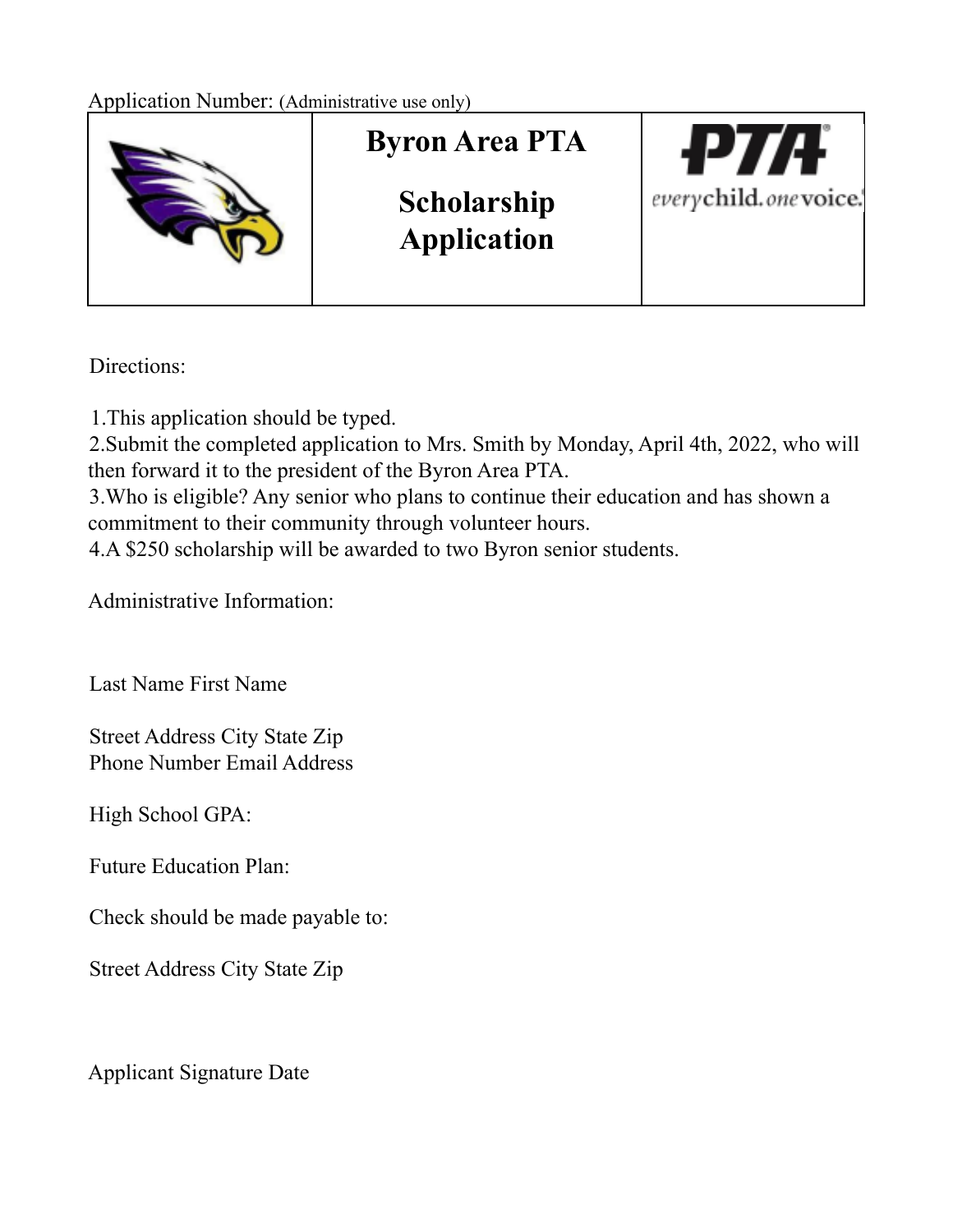Application Number: (Administrative use only)

| | **Byron Area PTA**<br><br>**Scholarship Application** | PTA everychild. onevoice. |
|---|---|---|

Directions:

1. This application should be typed.
2. Submit the completed application to Mrs. Smith by Monday, April 4th, 2022, who will then forward it to the president of the Byron Area PTA.
3. Who is eligible? Any senior who plans to continue their education and has shown a commitment to their community through volunteer hours.
4. A $250 scholarship will be awarded to two Byron senior students.

Administrative Information:

Last Name First Name

Street Address City State Zip
Phone Number Email Address

High School GPA:

Future Education Plan:

Check should be made payable to:

Street Address City State Zip

Applicant Signature Date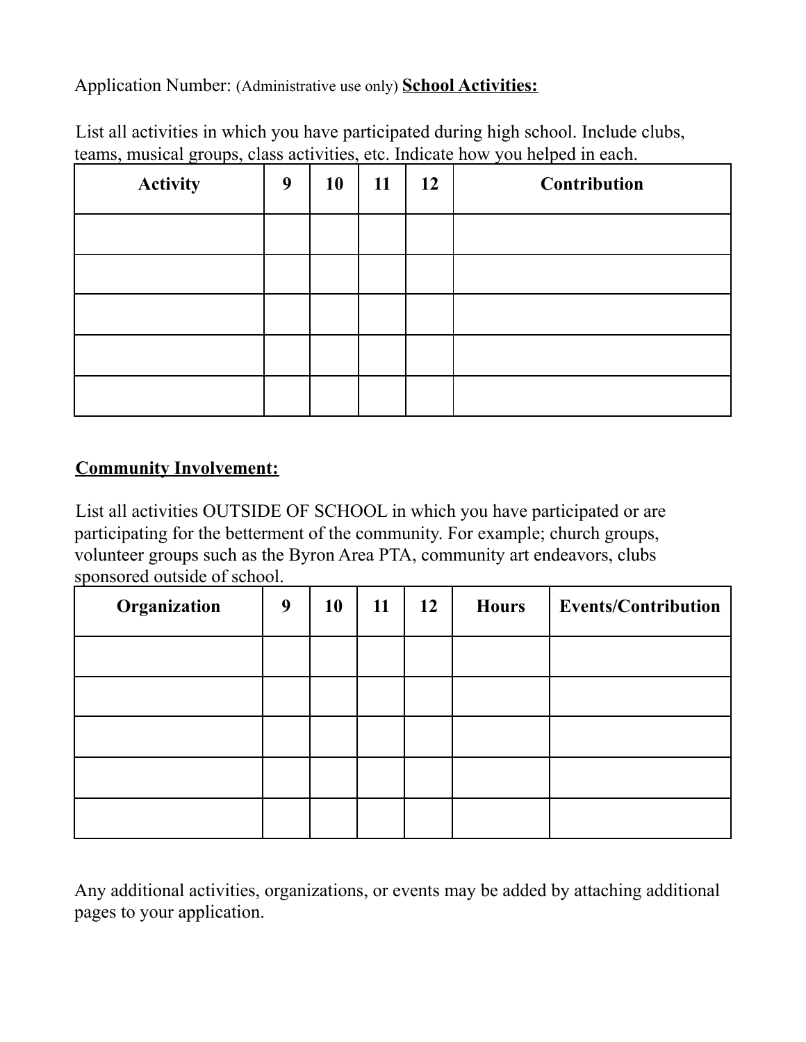Application Number: (Administrative use only) **School Activities:**

List all activities in which you have participated during high school. Include clubs, teams, musical groups, class activities, etc. Indicate how you helped in each.

| Activity | 9 | 10 | 11 | 12 | Contribution |
|---|---|---|---|---|---|
| | | | | | |
| | | | | | |
| | | | | | |
| | | | | | |
| | | | | | |

**Community Involvement:**

List all activities OUTSIDE OF SCHOOL in which you have participated or are participating for the betterment of the community. For example; church groups, volunteer groups such as the Byron Area PTA, community art endeavors, clubs sponsored outside of school.

| Organization | 9 | 10 | 11 | 12 | Hours | Events/Contribution |
|---|---|---|---|---|---|---|
| | | | | | | |
| | | | | | | |
| | | | | | | |
| | | | | | | |
| | | | | | | |

Any additional activities, organizations, or events may be added by attaching additional pages to your application.